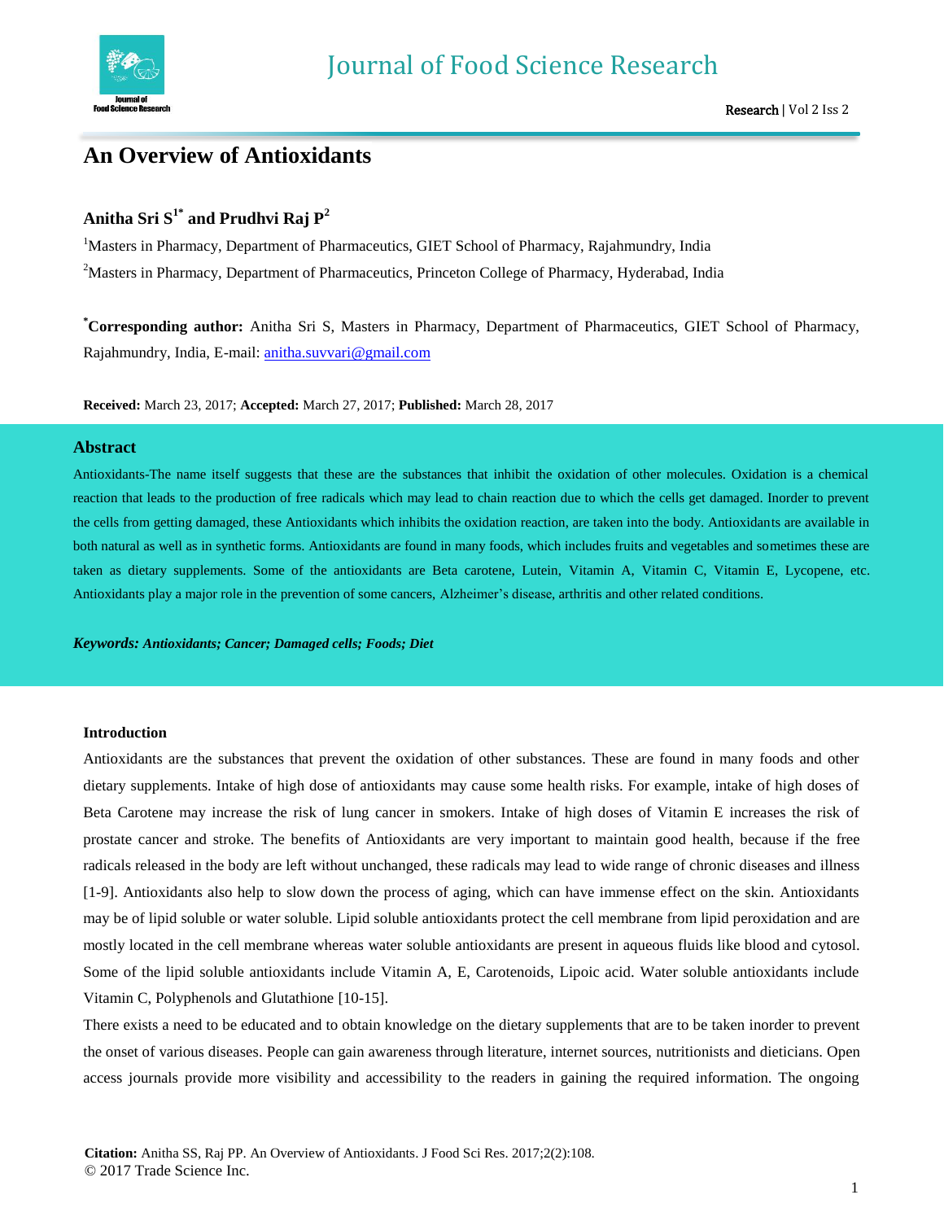# An Overview of Antioxidants

**Anitha Sri S[1*] and Prudhvi Raj P[2]**

[1]Masters in Pharmacy, Department of Pharmaceutics, GIET School of Pharmacy, Rajahmundry, India

[2]Masters in Pharmacy, Department of Pharmaceutics, Princeton College of Pharmacy, Hyderabad, India

[*]**Corresponding author:** Anitha Sri S, Masters in Pharmacy, Department of Pharmaceutics, GIET School of Pharmacy, Rajahmundry, India, E-mail: anitha.suvvari@gmail.com

**Received:** March 23, 2017; **Accepted:** March 27, 2017; **Published:** March 28, 2017

## Abstract

Antioxidants-The name itself suggests that these are the substances that inhibit the oxidation of other molecules. Oxidation is a chemical reaction that leads to the production of free radicals which may lead to chain reaction due to which the cells get damaged. Inorder to prevent the cells from getting damaged, these Antioxidants which inhibits the oxidation reaction, are taken into the body. Antioxidants are available in both natural as well as in synthetic forms. Antioxidants are found in many foods, which includes fruits and vegetables and sometimes these are taken as dietary supplements. Some of the antioxidants are Beta carotene, Lutein, Vitamin A, Vitamin C, Vitamin E, Lycopene, etc. Antioxidants play a major role in the prevention of some cancers, Alzheimer's disease, arthritis and other related conditions.

***Keywords: Antioxidants; Cancer; Damaged cells; Foods; Diet***

## Introduction

Antioxidants are the substances that prevent the oxidation of other substances. These are found in many foods and other dietary supplements. Intake of high dose of antioxidants may cause some health risks. For example, intake of high doses of Beta Carotene may increase the risk of lung cancer in smokers. Intake of high doses of Vitamin E increases the risk of prostate cancer and stroke. The benefits of Antioxidants are very important to maintain good health, because if the free radicals released in the body are left without unchanged, these radicals may lead to wide range of chronic diseases and illness [1-9]. Antioxidants also help to slow down the process of aging, which can have immense effect on the skin. Antioxidants may be of lipid soluble or water soluble. Lipid soluble antioxidants protect the cell membrane from lipid peroxidation and are mostly located in the cell membrane whereas water soluble antioxidants are present in aqueous fluids like blood and cytosol. Some of the lipid soluble antioxidants include Vitamin A, E, Carotenoids, Lipoic acid. Water soluble antioxidants include Vitamin C, Polyphenols and Glutathione [10-15].

There exists a need to be educated and to obtain knowledge on the dietary supplements that are to be taken inorder to prevent the onset of various diseases. People can gain awareness through literature, internet sources, nutritionists and dieticians. Open access journals provide more visibility and accessibility to the readers in gaining the required information. The ongoing

**Citation:** Anitha SS, Raj PP. An Overview of Antioxidants. J Food Sci Res. 2017;2(2):108.
© 2017 Trade Science Inc.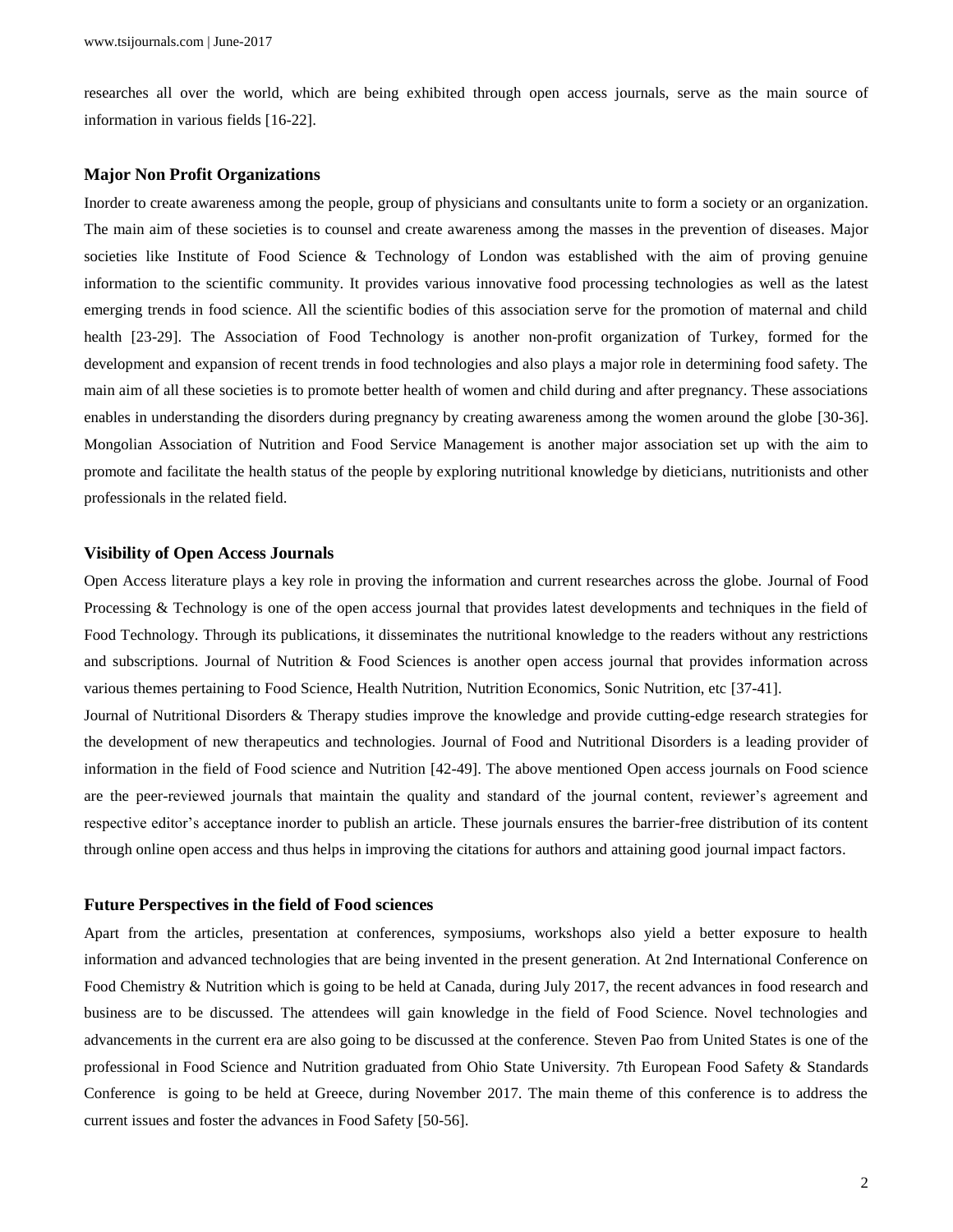researches all over the world, which are being exhibited through open access journals, serve as the main source of information in various fields [16-22].

### Major Non Profit Organizations

Inorder to create awareness among the people, group of physicians and consultants unite to form a society or an organization. The main aim of these societies is to counsel and create awareness among the masses in the prevention of diseases. Major societies like Institute of Food Science & Technology of London was established with the aim of proving genuine information to the scientific community. It provides various innovative food processing technologies as well as the latest emerging trends in food science. All the scientific bodies of this association serve for the promotion of maternal and child health [23-29]. The Association of Food Technology is another non-profit organization of Turkey, formed for the development and expansion of recent trends in food technologies and also plays a major role in determining food safety. The main aim of all these societies is to promote better health of women and child during and after pregnancy. These associations enables in understanding the disorders during pregnancy by creating awareness among the women around the globe [30-36]. Mongolian Association of Nutrition and Food Service Management is another major association set up with the aim to promote and facilitate the health status of the people by exploring nutritional knowledge by dieticians, nutritionists and other professionals in the related field.

### Visibility of Open Access Journals

Open Access literature plays a key role in proving the information and current researches across the globe. Journal of Food Processing & Technology is one of the open access journal that provides latest developments and techniques in the field of Food Technology. Through its publications, it disseminates the nutritional knowledge to the readers without any restrictions and subscriptions. Journal of Nutrition & Food Sciences is another open access journal that provides information across various themes pertaining to Food Science, Health Nutrition, Nutrition Economics, Sonic Nutrition, etc [37-41].

Journal of Nutritional Disorders & Therapy studies improve the knowledge and provide cutting-edge research strategies for the development of new therapeutics and technologies. Journal of Food and Nutritional Disorders is a leading provider of information in the field of Food science and Nutrition [42-49]. The above mentioned Open access journals on Food science are the peer-reviewed journals that maintain the quality and standard of the journal content, reviewer's agreement and respective editor's acceptance inorder to publish an article. These journals ensures the barrier-free distribution of its content through online open access and thus helps in improving the citations for authors and attaining good journal impact factors.

### Future Perspectives in the field of Food sciences

Apart from the articles, presentation at conferences, symposiums, workshops also yield a better exposure to health information and advanced technologies that are being invented in the present generation. At 2nd International Conference on Food Chemistry & Nutrition which is going to be held at Canada, during July 2017, the recent advances in food research and business are to be discussed. The attendees will gain knowledge in the field of Food Science. Novel technologies and advancements in the current era are also going to be discussed at the conference. Steven Pao from United States is one of the professional in Food Science and Nutrition graduated from Ohio State University. 7th European Food Safety & Standards Conference is going to be held at Greece, during November 2017. The main theme of this conference is to address the current issues and foster the advances in Food Safety [50-56].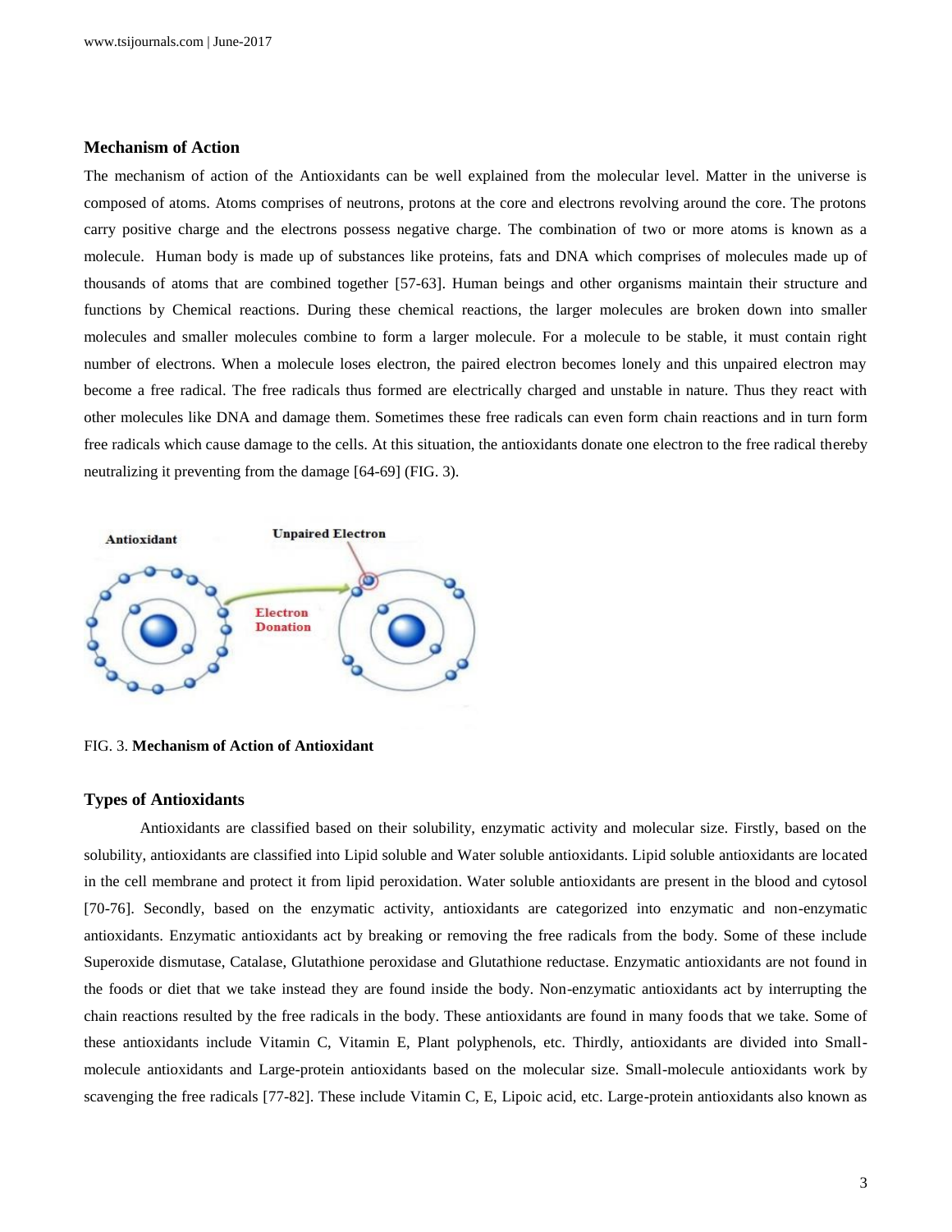### Mechanism of Action

The mechanism of action of the Antioxidants can be well explained from the molecular level. Matter in the universe is composed of atoms. Atoms comprises of neutrons, protons at the core and electrons revolving around the core. The protons carry positive charge and the electrons possess negative charge. The combination of two or more atoms is known as a molecule. Human body is made up of substances like proteins, fats and DNA which comprises of molecules made up of thousands of atoms that are combined together [57-63]. Human beings and other organisms maintain their structure and functions by Chemical reactions. During these chemical reactions, the larger molecules are broken down into smaller molecules and smaller molecules combine to form a larger molecule. For a molecule to be stable, it must contain right number of electrons. When a molecule loses electron, the paired electron becomes lonely and this unpaired electron may become a free radical. The free radicals thus formed are electrically charged and unstable in nature. Thus they react with other molecules like DNA and damage them. Sometimes these free radicals can even form chain reactions and in turn form free radicals which cause damage to the cells. At this situation, the antioxidants donate one electron to the free radical thereby neutralizing it preventing from the damage [64-69] (FIG. 3).

FIG. 3. **Mechanism of Action of Antioxidant**

### Types of Antioxidants

Antioxidants are classified based on their solubility, enzymatic activity and molecular size. Firstly, based on the solubility, antioxidants are classified into Lipid soluble and Water soluble antioxidants. Lipid soluble antioxidants are located in the cell membrane and protect it from lipid peroxidation. Water soluble antioxidants are present in the blood and cytosol [70-76]. Secondly, based on the enzymatic activity, antioxidants are categorized into enzymatic and non-enzymatic antioxidants. Enzymatic antioxidants act by breaking or removing the free radicals from the body. Some of these include Superoxide dismutase, Catalase, Glutathione peroxidase and Glutathione reductase. Enzymatic antioxidants are not found in the foods or diet that we take instead they are found inside the body. Non-enzymatic antioxidants act by interrupting the chain reactions resulted by the free radicals in the body. These antioxidants are found in many foods that we take. Some of these antioxidants include Vitamin C, Vitamin E, Plant polyphenols, etc. Thirdly, antioxidants are divided into Small-molecule antioxidants and Large-protein antioxidants based on the molecular size. Small-molecule antioxidants work by scavenging the free radicals [77-82]. These include Vitamin C, E, Lipoic acid, etc. Large-protein antioxidants also known as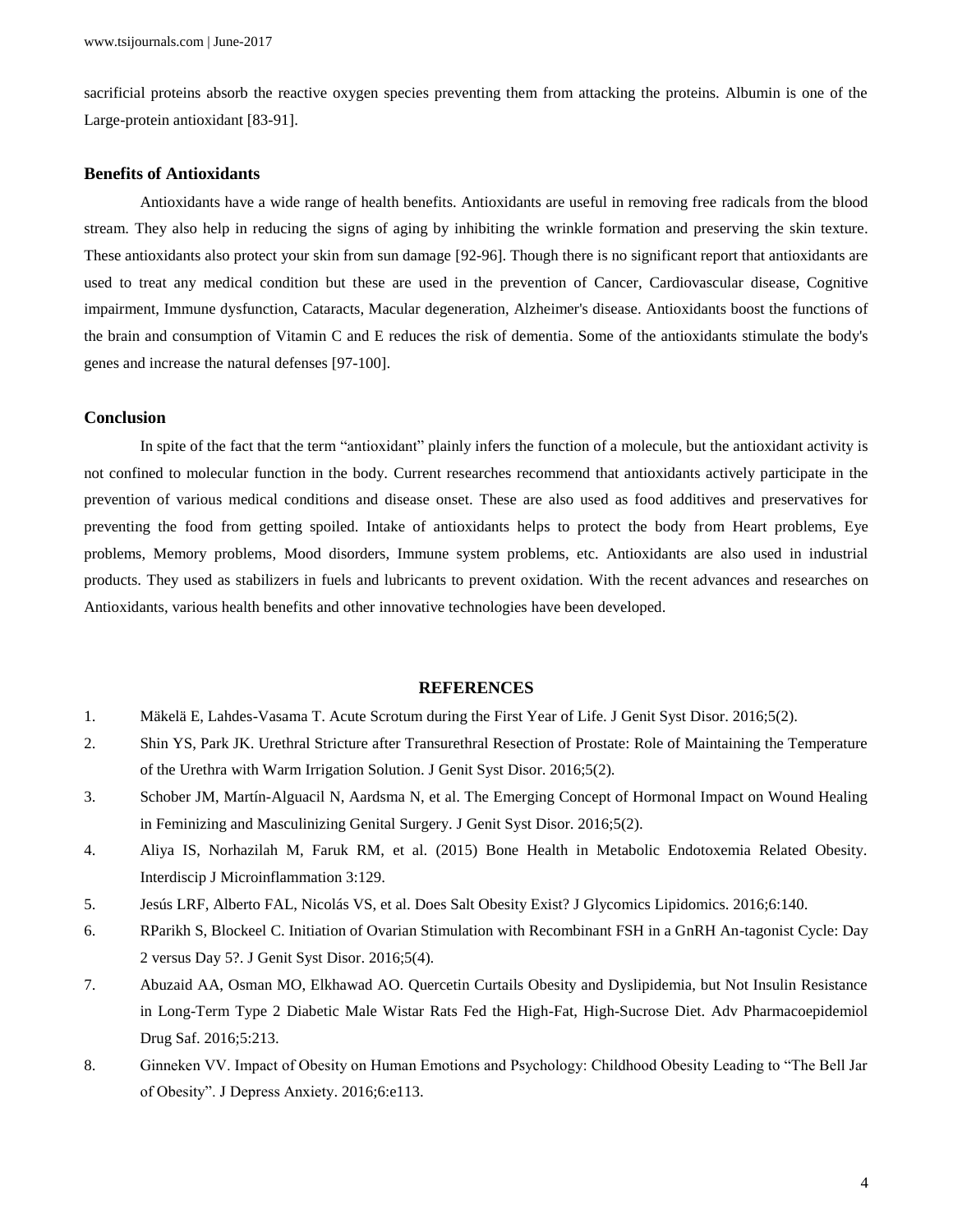sacrificial proteins absorb the reactive oxygen species preventing them from attacking the proteins. Albumin is one of the Large-protein antioxidant [83-91].

## Benefits of Antioxidants

Antioxidants have a wide range of health benefits. Antioxidants are useful in removing free radicals from the blood stream. They also help in reducing the signs of aging by inhibiting the wrinkle formation and preserving the skin texture. These antioxidants also protect your skin from sun damage [92-96]. Though there is no significant report that antioxidants are used to treat any medical condition but these are used in the prevention of Cancer, Cardiovascular disease, Cognitive impairment, Immune dysfunction, Cataracts, Macular degeneration, Alzheimer's disease. Antioxidants boost the functions of the brain and consumption of Vitamin C and E reduces the risk of dementia. Some of the antioxidants stimulate the body's genes and increase the natural defenses [97-100].

## Conclusion

In spite of the fact that the term "antioxidant" plainly infers the function of a molecule, but the antioxidant activity is not confined to molecular function in the body. Current researches recommend that antioxidants actively participate in the prevention of various medical conditions and disease onset. These are also used as food additives and preservatives for preventing the food from getting spoiled. Intake of antioxidants helps to protect the body from Heart problems, Eye problems, Memory problems, Mood disorders, Immune system problems, etc. Antioxidants are also used in industrial products. They used as stabilizers in fuels and lubricants to prevent oxidation. With the recent advances and researches on Antioxidants, various health benefits and other innovative technologies have been developed.

## REFERENCES

1. Mäkelä E, Lahdes-Vasama T. Acute Scrotum during the First Year of Life. J Genit Syst Disor. 2016;5(2).
2. Shin YS, Park JK. Urethral Stricture after Transurethral Resection of Prostate: Role of Maintaining the Temperature of the Urethra with Warm Irrigation Solution. J Genit Syst Disor. 2016;5(2).
3. Schober JM, Martín-Alguacil N, Aardsma N, et al. The Emerging Concept of Hormonal Impact on Wound Healing in Feminizing and Masculinizing Genital Surgery. J Genit Syst Disor. 2016;5(2).
4. Aliya IS, Norhazilah M, Faruk RM, et al. (2015) Bone Health in Metabolic Endotoxemia Related Obesity. Interdiscip J Microinflammation 3:129.
5. Jesús LRF, Alberto FAL, Nicolás VS, et al. Does Salt Obesity Exist? J Glycomics Lipidomics. 2016;6:140.
6. RParikh S, Blockeel C. Initiation of Ovarian Stimulation with Recombinant FSH in a GnRH An-tagonist Cycle: Day 2 versus Day 5?. J Genit Syst Disor. 2016;5(4).
7. Abuzaid AA, Osman MO, Elkhawad AO. Quercetin Curtails Obesity and Dyslipidemia, but Not Insulin Resistance in Long-Term Type 2 Diabetic Male Wistar Rats Fed the High-Fat, High-Sucrose Diet. Adv Pharmacoepidemiol Drug Saf. 2016;5:213.
8. Ginneken VV. Impact of Obesity on Human Emotions and Psychology: Childhood Obesity Leading to "The Bell Jar of Obesity". J Depress Anxiety. 2016;6:e113.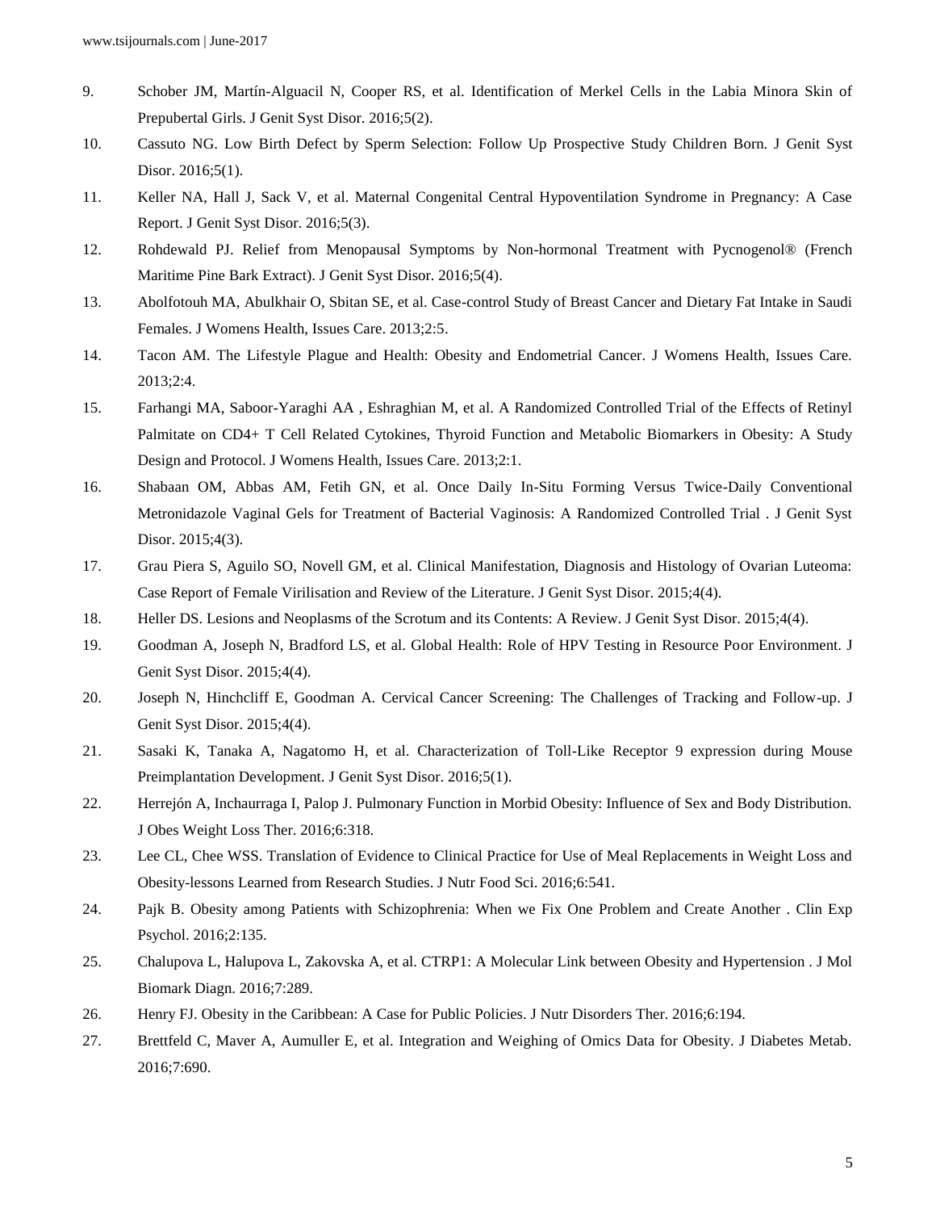9. Schober JM, Martín-Alguacil N, Cooper RS, et al. Identification of Merkel Cells in the Labia Minora Skin of Prepubertal Girls. J Genit Syst Disor. 2016;5(2).
10. Cassuto NG. Low Birth Defect by Sperm Selection: Follow Up Prospective Study Children Born. J Genit Syst Disor. 2016;5(1).
11. Keller NA, Hall J, Sack V, et al. Maternal Congenital Central Hypoventilation Syndrome in Pregnancy: A Case Report. J Genit Syst Disor. 2016;5(3).
12. Rohdewald PJ. Relief from Menopausal Symptoms by Non-hormonal Treatment with Pycnogenol® (French Maritime Pine Bark Extract). J Genit Syst Disor. 2016;5(4).
13. Abolfotouh MA, Abulkhair O, Sbitan SE, et al. Case-control Study of Breast Cancer and Dietary Fat Intake in Saudi Females. J Womens Health, Issues Care. 2013;2:5.
14. Tacon AM. The Lifestyle Plague and Health: Obesity and Endometrial Cancer. J Womens Health, Issues Care. 2013;2:4.
15. Farhangi MA, Saboor-Yaraghi AA , Eshraghian M, et al. A Randomized Controlled Trial of the Effects of Retinyl Palmitate on CD4+ T Cell Related Cytokines, Thyroid Function and Metabolic Biomarkers in Obesity: A Study Design and Protocol. J Womens Health, Issues Care. 2013;2:1.
16. Shabaan OM, Abbas AM, Fetih GN, et al. Once Daily In-Situ Forming Versus Twice-Daily Conventional Metronidazole Vaginal Gels for Treatment of Bacterial Vaginosis: A Randomized Controlled Trial . J Genit Syst Disor. 2015;4(3).
17. Grau Piera S, Aguilo SO, Novell GM, et al. Clinical Manifestation, Diagnosis and Histology of Ovarian Luteoma: Case Report of Female Virilisation and Review of the Literature. J Genit Syst Disor. 2015;4(4).
18. Heller DS. Lesions and Neoplasms of the Scrotum and its Contents: A Review. J Genit Syst Disor. 2015;4(4).
19. Goodman A, Joseph N, Bradford LS, et al. Global Health: Role of HPV Testing in Resource Poor Environment. J Genit Syst Disor. 2015;4(4).
20. Joseph N, Hinchcliff E, Goodman A. Cervical Cancer Screening: The Challenges of Tracking and Follow-up. J Genit Syst Disor. 2015;4(4).
21. Sasaki K, Tanaka A, Nagatomo H, et al. Characterization of Toll-Like Receptor 9 expression during Mouse Preimplantation Development. J Genit Syst Disor. 2016;5(1).
22. Herrejón A, Inchaurraga I, Palop J. Pulmonary Function in Morbid Obesity: Influence of Sex and Body Distribution. J Obes Weight Loss Ther. 2016;6:318.
23. Lee CL, Chee WSS. Translation of Evidence to Clinical Practice for Use of Meal Replacements in Weight Loss and Obesity-lessons Learned from Research Studies. J Nutr Food Sci. 2016;6:541.
24. Pajk B. Obesity among Patients with Schizophrenia: When we Fix One Problem and Create Another . Clin Exp Psychol. 2016;2:135.
25. Chalupova L, Halupova L, Zakovska A, et al. CTRP1: A Molecular Link between Obesity and Hypertension . J Mol Biomark Diagn. 2016;7:289.
26. Henry FJ. Obesity in the Caribbean: A Case for Public Policies. J Nutr Disorders Ther. 2016;6:194.
27. Brettfeld C, Maver A, Aumuller E, et al. Integration and Weighing of Omics Data for Obesity. J Diabetes Metab. 2016;7:690.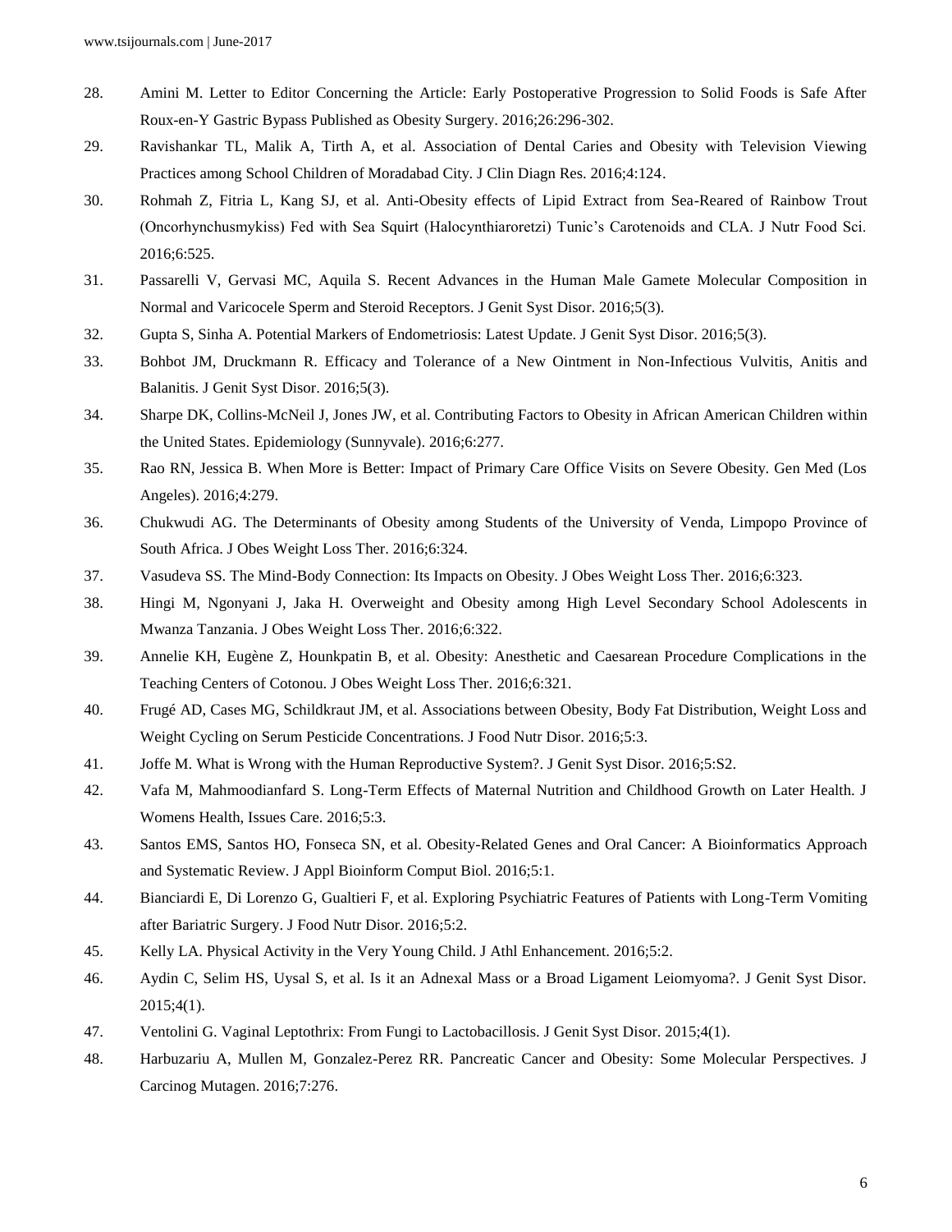28. Amini M. Letter to Editor Concerning the Article: Early Postoperative Progression to Solid Foods is Safe After Roux-en-Y Gastric Bypass Published as Obesity Surgery. 2016;26:296-302.
29. Ravishankar TL, Malik A, Tirth A, et al. Association of Dental Caries and Obesity with Television Viewing Practices among School Children of Moradabad City. J Clin Diagn Res. 2016;4:124.
30. Rohmah Z, Fitria L, Kang SJ, et al. Anti-Obesity effects of Lipid Extract from Sea-Reared of Rainbow Trout (Oncorhynchusmykiss) Fed with Sea Squirt (Halocynthiaroretzi) Tunic's Carotenoids and CLA. J Nutr Food Sci. 2016;6:525.
31. Passarelli V, Gervasi MC, Aquila S. Recent Advances in the Human Male Gamete Molecular Composition in Normal and Varicocele Sperm and Steroid Receptors. J Genit Syst Disor. 2016;5(3).
32. Gupta S, Sinha A. Potential Markers of Endometriosis: Latest Update. J Genit Syst Disor. 2016;5(3).
33. Bohbot JM, Druckmann R. Efficacy and Tolerance of a New Ointment in Non-Infectious Vulvitis, Anitis and Balanitis. J Genit Syst Disor. 2016;5(3).
34. Sharpe DK, Collins-McNeil J, Jones JW, et al. Contributing Factors to Obesity in African American Children within the United States. Epidemiology (Sunnyvale). 2016;6:277.
35. Rao RN, Jessica B. When More is Better: Impact of Primary Care Office Visits on Severe Obesity. Gen Med (Los Angeles). 2016;4:279.
36. Chukwudi AG. The Determinants of Obesity among Students of the University of Venda, Limpopo Province of South Africa. J Obes Weight Loss Ther. 2016;6:324.
37. Vasudeva SS. The Mind-Body Connection: Its Impacts on Obesity. J Obes Weight Loss Ther. 2016;6:323.
38. Hingi M, Ngonyani J, Jaka H. Overweight and Obesity among High Level Secondary School Adolescents in Mwanza Tanzania. J Obes Weight Loss Ther. 2016;6:322.
39. Annelie KH, Eugène Z, Hounkpatin B, et al. Obesity: Anesthetic and Caesarean Procedure Complications in the Teaching Centers of Cotonou. J Obes Weight Loss Ther. 2016;6:321.
40. Frugé AD, Cases MG, Schildkraut JM, et al. Associations between Obesity, Body Fat Distribution, Weight Loss and Weight Cycling on Serum Pesticide Concentrations. J Food Nutr Disor. 2016;5:3.
41. Joffe M. What is Wrong with the Human Reproductive System?. J Genit Syst Disor. 2016;5:S2.
42. Vafa M, Mahmoodianfard S. Long-Term Effects of Maternal Nutrition and Childhood Growth on Later Health. J Womens Health, Issues Care. 2016;5:3.
43. Santos EMS, Santos HO, Fonseca SN, et al. Obesity-Related Genes and Oral Cancer: A Bioinformatics Approach and Systematic Review. J Appl Bioinform Comput Biol. 2016;5:1.
44. Bianciardi E, Di Lorenzo G, Gualtieri F, et al. Exploring Psychiatric Features of Patients with Long-Term Vomiting after Bariatric Surgery. J Food Nutr Disor. 2016;5:2.
45. Kelly LA. Physical Activity in the Very Young Child. J Athl Enhancement. 2016;5:2.
46. Aydin C, Selim HS, Uysal S, et al. Is it an Adnexal Mass or a Broad Ligament Leiomyoma?. J Genit Syst Disor. 2015;4(1).
47. Ventolini G. Vaginal Leptothrix: From Fungi to Lactobacillosis. J Genit Syst Disor. 2015;4(1).
48. Harbuzariu A, Mullen M, Gonzalez-Perez RR. Pancreatic Cancer and Obesity: Some Molecular Perspectives. J Carcinog Mutagen. 2016;7:276.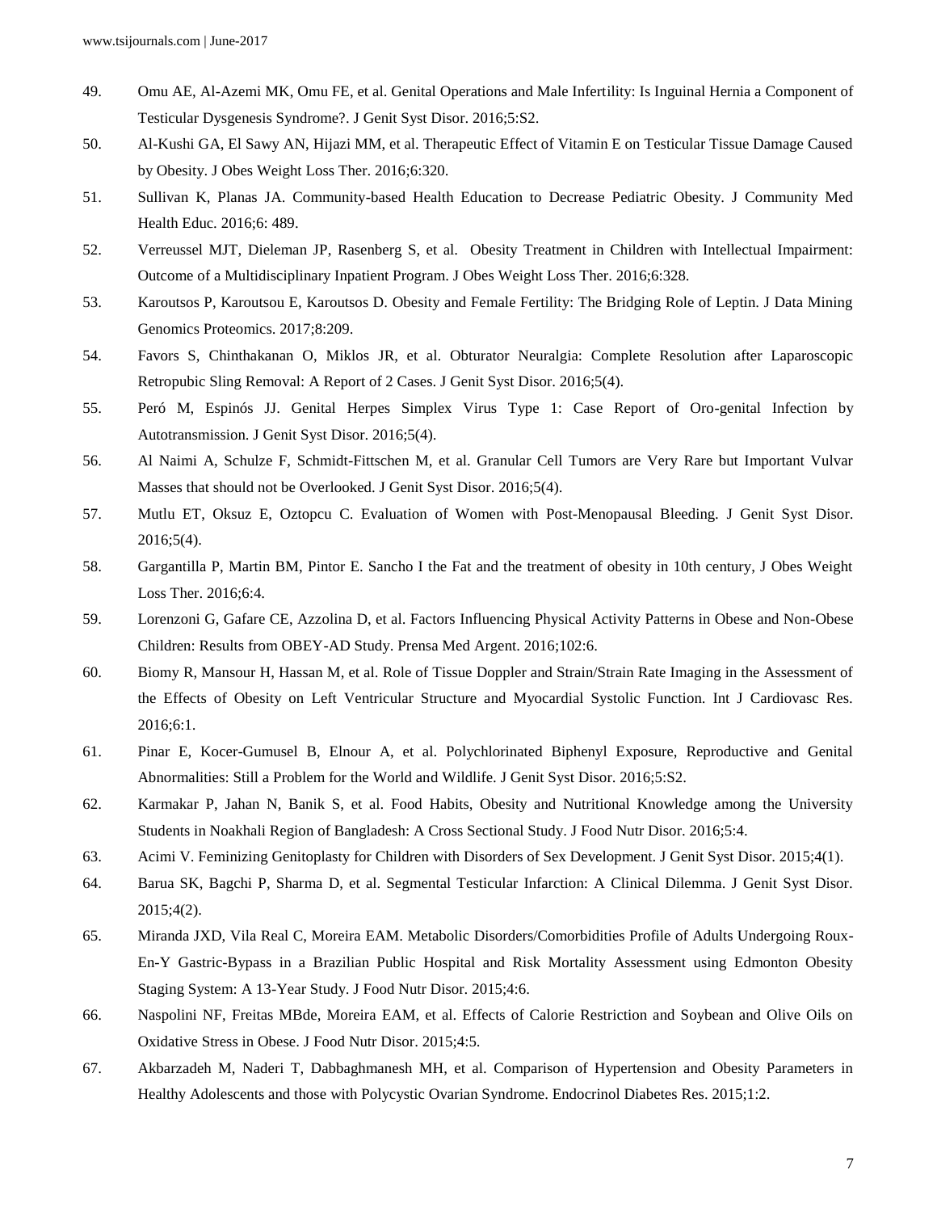49. Omu AE, Al-Azemi MK, Omu FE, et al. Genital Operations and Male Infertility: Is Inguinal Hernia a Component of Testicular Dysgenesis Syndrome?. J Genit Syst Disor. 2016;5:S2.
50. Al-Kushi GA, El Sawy AN, Hijazi MM, et al. Therapeutic Effect of Vitamin E on Testicular Tissue Damage Caused by Obesity. J Obes Weight Loss Ther. 2016;6:320.
51. Sullivan K, Planas JA. Community-based Health Education to Decrease Pediatric Obesity. J Community Med Health Educ. 2016;6: 489.
52. Verreussel MJT, Dieleman JP, Rasenberg S, et al. Obesity Treatment in Children with Intellectual Impairment: Outcome of a Multidisciplinary Inpatient Program. J Obes Weight Loss Ther. 2016;6:328.
53. Karoutsos P, Karoutsou E, Karoutsos D. Obesity and Female Fertility: The Bridging Role of Leptin. J Data Mining Genomics Proteomics. 2017;8:209.
54. Favors S, Chinthakanan O, Miklos JR, et al. Obturator Neuralgia: Complete Resolution after Laparoscopic Retropubic Sling Removal: A Report of 2 Cases. J Genit Syst Disor. 2016;5(4).
55. Peró M, Espinós JJ. Genital Herpes Simplex Virus Type 1: Case Report of Oro-genital Infection by Autotransmission. J Genit Syst Disor. 2016;5(4).
56. Al Naimi A, Schulze F, Schmidt-Fittschen M, et al. Granular Cell Tumors are Very Rare but Important Vulvar Masses that should not be Overlooked. J Genit Syst Disor. 2016;5(4).
57. Mutlu ET, Oksuz E, Oztopcu C. Evaluation of Women with Post-Menopausal Bleeding. J Genit Syst Disor. 2016;5(4).
58. Gargantilla P, Martin BM, Pintor E. Sancho I the Fat and the treatment of obesity in 10th century, J Obes Weight Loss Ther. 2016;6:4.
59. Lorenzoni G, Gafare CE, Azzolina D, et al. Factors Influencing Physical Activity Patterns in Obese and Non-Obese Children: Results from OBEY-AD Study. Prensa Med Argent. 2016;102:6.
60. Biomy R, Mansour H, Hassan M, et al. Role of Tissue Doppler and Strain/Strain Rate Imaging in the Assessment of the Effects of Obesity on Left Ventricular Structure and Myocardial Systolic Function. Int J Cardiovasc Res. 2016;6:1.
61. Pinar E, Kocer-Gumusel B, Elnour A, et al. Polychlorinated Biphenyl Exposure, Reproductive and Genital Abnormalities: Still a Problem for the World and Wildlife. J Genit Syst Disor. 2016;5:S2.
62. Karmakar P, Jahan N, Banik S, et al. Food Habits, Obesity and Nutritional Knowledge among the University Students in Noakhali Region of Bangladesh: A Cross Sectional Study. J Food Nutr Disor. 2016;5:4.
63. Acimi V. Feminizing Genitoplasty for Children with Disorders of Sex Development. J Genit Syst Disor. 2015;4(1).
64. Barua SK, Bagchi P, Sharma D, et al. Segmental Testicular Infarction: A Clinical Dilemma. J Genit Syst Disor. 2015;4(2).
65. Miranda JXD, Vila Real C, Moreira EAM. Metabolic Disorders/Comorbidities Profile of Adults Undergoing Roux-En-Y Gastric-Bypass in a Brazilian Public Hospital and Risk Mortality Assessment using Edmonton Obesity Staging System: A 13-Year Study. J Food Nutr Disor. 2015;4:6.
66. Naspolini NF, Freitas MBde, Moreira EAM, et al. Effects of Calorie Restriction and Soybean and Olive Oils on Oxidative Stress in Obese. J Food Nutr Disor. 2015;4:5.
67. Akbarzadeh M, Naderi T, Dabbaghmanesh MH, et al. Comparison of Hypertension and Obesity Parameters in Healthy Adolescents and those with Polycystic Ovarian Syndrome. Endocrinol Diabetes Res. 2015;1:2.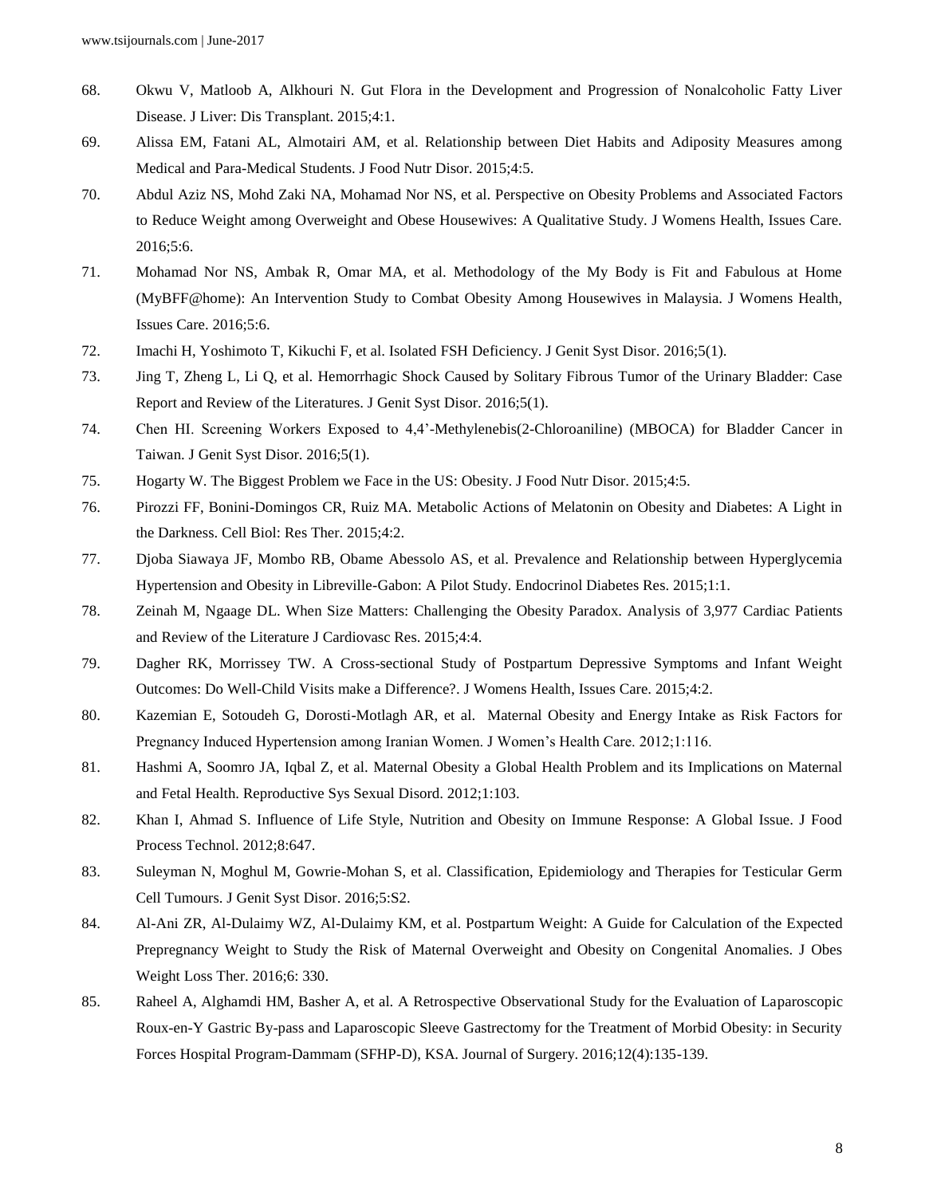68. Okwu V, Matloob A, Alkhouri N. Gut Flora in the Development and Progression of Nonalcoholic Fatty Liver Disease. J Liver: Dis Transplant. 2015;4:1.
69. Alissa EM, Fatani AL, Almotairi AM, et al. Relationship between Diet Habits and Adiposity Measures among Medical and Para-Medical Students. J Food Nutr Disor. 2015;4:5.
70. Abdul Aziz NS, Mohd Zaki NA, Mohamad Nor NS, et al. Perspective on Obesity Problems and Associated Factors to Reduce Weight among Overweight and Obese Housewives: A Qualitative Study. J Womens Health, Issues Care. 2016;5:6.
71. Mohamad Nor NS, Ambak R, Omar MA, et al. Methodology of the My Body is Fit and Fabulous at Home (MyBFF@home): An Intervention Study to Combat Obesity Among Housewives in Malaysia. J Womens Health, Issues Care. 2016;5:6.
72. Imachi H, Yoshimoto T, Kikuchi F, et al. Isolated FSH Deficiency. J Genit Syst Disor. 2016;5(1).
73. Jing T, Zheng L, Li Q, et al. Hemorrhagic Shock Caused by Solitary Fibrous Tumor of the Urinary Bladder: Case Report and Review of the Literatures. J Genit Syst Disor. 2016;5(1).
74. Chen HI. Screening Workers Exposed to 4,4'-Methylenebis(2-Chloroaniline) (MBOCA) for Bladder Cancer in Taiwan. J Genit Syst Disor. 2016;5(1).
75. Hogarty W. The Biggest Problem we Face in the US: Obesity. J Food Nutr Disor. 2015;4:5.
76. Pirozzi FF, Bonini-Domingos CR, Ruiz MA. Metabolic Actions of Melatonin on Obesity and Diabetes: A Light in the Darkness. Cell Biol: Res Ther. 2015;4:2.
77. Djoba Siawaya JF, Mombo RB, Obame Abessolo AS, et al. Prevalence and Relationship between Hyperglycemia Hypertension and Obesity in Libreville-Gabon: A Pilot Study. Endocrinol Diabetes Res. 2015;1:1.
78. Zeinah M, Ngaage DL. When Size Matters: Challenging the Obesity Paradox. Analysis of 3,977 Cardiac Patients and Review of the Literature J Cardiovasc Res. 2015;4:4.
79. Dagher RK, Morrissey TW. A Cross-sectional Study of Postpartum Depressive Symptoms and Infant Weight Outcomes: Do Well-Child Visits make a Difference?. J Womens Health, Issues Care. 2015;4:2.
80. Kazemian E, Sotoudeh G, Dorosti-Motlagh AR, et al. Maternal Obesity and Energy Intake as Risk Factors for Pregnancy Induced Hypertension among Iranian Women. J Women's Health Care. 2012;1:116.
81. Hashmi A, Soomro JA, Iqbal Z, et al. Maternal Obesity a Global Health Problem and its Implications on Maternal and Fetal Health. Reproductive Sys Sexual Disord. 2012;1:103.
82. Khan I, Ahmad S. Influence of Life Style, Nutrition and Obesity on Immune Response: A Global Issue. J Food Process Technol. 2012;8:647.
83. Suleyman N, Moghul M, Gowrie-Mohan S, et al. Classification, Epidemiology and Therapies for Testicular Germ Cell Tumours. J Genit Syst Disor. 2016;5:S2.
84. Al-Ani ZR, Al-Dulaimy WZ, Al-Dulaimy KM, et al. Postpartum Weight: A Guide for Calculation of the Expected Prepregnancy Weight to Study the Risk of Maternal Overweight and Obesity on Congenital Anomalies. J Obes Weight Loss Ther. 2016;6: 330.
85. Raheel A, Alghamdi HM, Basher A, et al. A Retrospective Observational Study for the Evaluation of Laparoscopic Roux-en-Y Gastric By-pass and Laparoscopic Sleeve Gastrectomy for the Treatment of Morbid Obesity: in Security Forces Hospital Program-Dammam (SFHP-D), KSA. Journal of Surgery. 2016;12(4):135-139.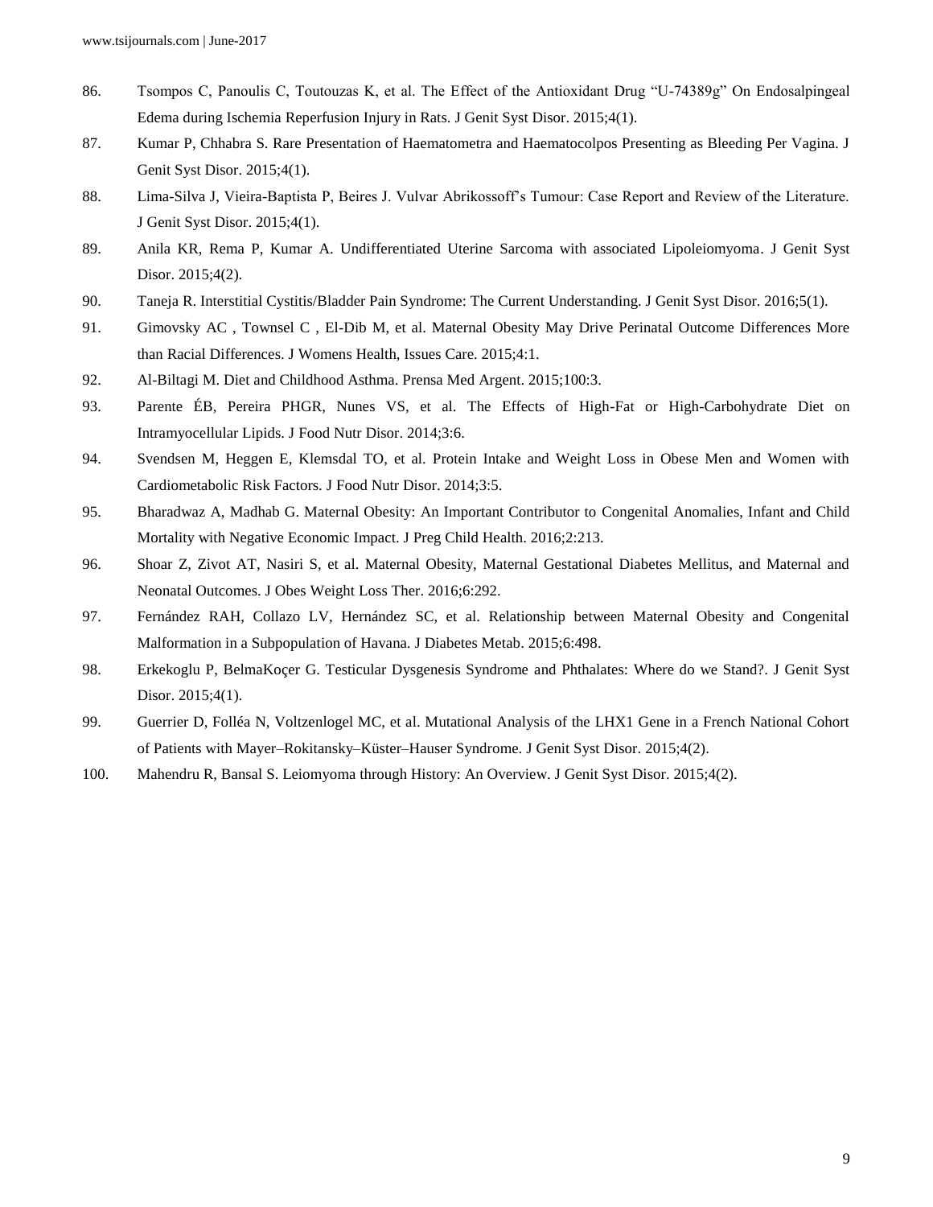86. Tsompos C, Panoulis C, Toutouzas K, et al. The Effect of the Antioxidant Drug "U-74389g" On Endosalpingeal Edema during Ischemia Reperfusion Injury in Rats. J Genit Syst Disor. 2015;4(1).
87. Kumar P, Chhabra S. Rare Presentation of Haematometra and Haematocolpos Presenting as Bleeding Per Vagina. J Genit Syst Disor. 2015;4(1).
88. Lima-Silva J, Vieira-Baptista P, Beires J. Vulvar Abrikossoff's Tumour: Case Report and Review of the Literature. J Genit Syst Disor. 2015;4(1).
89. Anila KR, Rema P, Kumar A. Undifferentiated Uterine Sarcoma with associated Lipoleiomyoma. J Genit Syst Disor. 2015;4(2).
90. Taneja R. Interstitial Cystitis/Bladder Pain Syndrome: The Current Understanding. J Genit Syst Disor. 2016;5(1).
91. Gimovsky AC , Townsel C , El-Dib M, et al. Maternal Obesity May Drive Perinatal Outcome Differences More than Racial Differences. J Womens Health, Issues Care. 2015;4:1.
92. Al-Biltagi M. Diet and Childhood Asthma. Prensa Med Argent. 2015;100:3.
93. Parente ÉB, Pereira PHGR, Nunes VS, et al. The Effects of High-Fat or High-Carbohydrate Diet on Intramyocellular Lipids. J Food Nutr Disor. 2014;3:6.
94. Svendsen M, Heggen E, Klemsdal TO, et al. Protein Intake and Weight Loss in Obese Men and Women with Cardiometabolic Risk Factors. J Food Nutr Disor. 2014;3:5.
95. Bharadwaz A, Madhab G. Maternal Obesity: An Important Contributor to Congenital Anomalies, Infant and Child Mortality with Negative Economic Impact. J Preg Child Health. 2016;2:213.
96. Shoar Z, Zivot AT, Nasiri S, et al. Maternal Obesity, Maternal Gestational Diabetes Mellitus, and Maternal and Neonatal Outcomes. J Obes Weight Loss Ther. 2016;6:292.
97. Fernández RAH, Collazo LV, Hernández SC, et al. Relationship between Maternal Obesity and Congenital Malformation in a Subpopulation of Havana. J Diabetes Metab. 2015;6:498.
98. Erkekoglu P, BelmaKoçer G. Testicular Dysgenesis Syndrome and Phthalates: Where do we Stand?. J Genit Syst Disor. 2015;4(1).
99. Guerrier D, Folléa N, Voltzenlogel MC, et al. Mutational Analysis of the LHX1 Gene in a French National Cohort of Patients with Mayer–Rokitansky–Küster–Hauser Syndrome. J Genit Syst Disor. 2015;4(2).
100. Mahendru R, Bansal S. Leiomyoma through History: An Overview. J Genit Syst Disor. 2015;4(2).